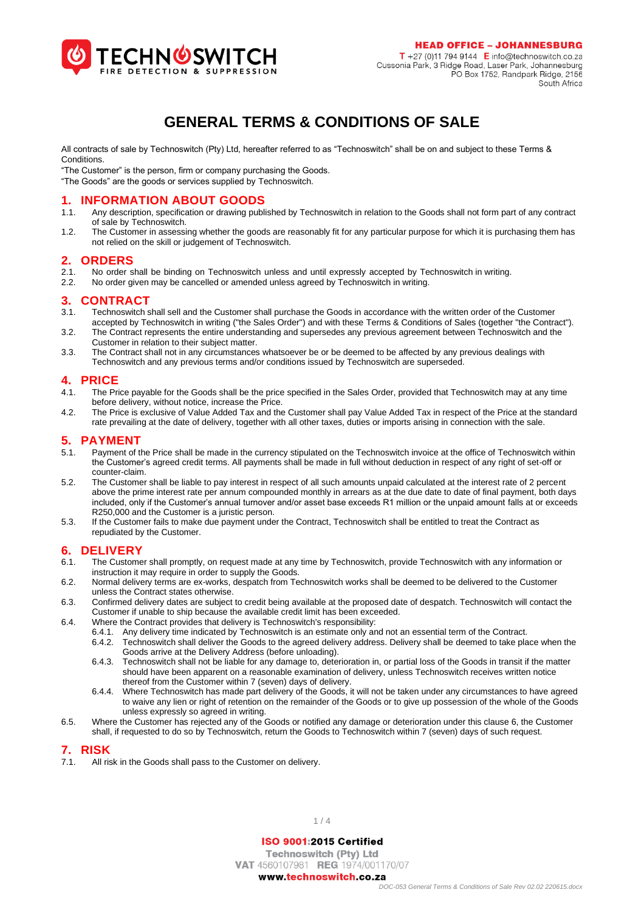TECHNOSWITCH
FIRE DETECTION & SUPPRESSION

**HEAD OFFICE – JOHANNESBURG**
T +27 (0)11 794 9144 E info@technoswitch.co.za
Cussonia Park, 3 Ridge Road, Laser Park, Johannesburg
PO Box 1752, Randpark Ridge, 2156
South Africa

# GENERAL TERMS & CONDITIONS OF SALE

All contracts of sale by Technoswitch (Pty) Ltd, hereafter referred to as "Technoswitch" shall be on and subject to these Terms & Conditions.

"The Customer" is the person, firm or company purchasing the Goods.

"The Goods" are the goods or services supplied by Technoswitch.

## 1. INFORMATION ABOUT GOODS

1.1. Any description, specification or drawing published by Technoswitch in relation to the Goods shall not form part of any contract of sale by Technoswitch.

1.2. The Customer in assessing whether the goods are reasonably fit for any particular purpose for which it is purchasing them has not relied on the skill or judgement of Technoswitch.

## 2. ORDERS

2.1. No order shall be binding on Technoswitch unless and until expressly accepted by Technoswitch in writing.

2.2. No order given may be cancelled or amended unless agreed by Technoswitch in writing.

## 3. CONTRACT

3.1. Technoswitch shall sell and the Customer shall purchase the Goods in accordance with the written order of the Customer accepted by Technoswitch in writing ("the Sales Order") and with these Terms & Conditions of Sales (together "the Contract").

3.2. The Contract represents the entire understanding and supersedes any previous agreement between Technoswitch and the Customer in relation to their subject matter.

3.3. The Contract shall not in any circumstances whatsoever be or be deemed to be affected by any previous dealings with Technoswitch and any previous terms and/or conditions issued by Technoswitch are superseded.

## 4. PRICE

4.1. The Price payable for the Goods shall be the price specified in the Sales Order, provided that Technoswitch may at any time before delivery, without notice, increase the Price.

4.2. The Price is exclusive of Value Added Tax and the Customer shall pay Value Added Tax in respect of the Price at the standard rate prevailing at the date of delivery, together with all other taxes, duties or imports arising in connection with the sale.

## 5. PAYMENT

5.1. Payment of the Price shall be made in the currency stipulated on the Technoswitch invoice at the office of Technoswitch within the Customer's agreed credit terms. All payments shall be made in full without deduction in respect of any right of set-off or counter-claim.

5.2. The Customer shall be liable to pay interest in respect of all such amounts unpaid calculated at the interest rate of 2 percent above the prime interest rate per annum compounded monthly in arrears as at the due date to date of final payment, both days included, only if the Customer's annual turnover and/or asset base exceeds R1 million or the unpaid amount falls at or exceeds R250,000 and the Customer is a juristic person.

5.3. If the Customer fails to make due payment under the Contract, Technoswitch shall be entitled to treat the Contract as repudiated by the Customer.

## 6. DELIVERY

6.1. The Customer shall promptly, on request made at any time by Technoswitch, provide Technoswitch with any information or instruction it may require in order to supply the Goods.

6.2. Normal delivery terms are ex-works, despatch from Technoswitch works shall be deemed to be delivered to the Customer unless the Contract states otherwise.

6.3. Confirmed delivery dates are subject to credit being available at the proposed date of despatch. Technoswitch will contact the Customer if unable to ship because the available credit limit has been exceeded.

6.4. Where the Contract provides that delivery is Technoswitch's responsibility:

- 6.4.1. Any delivery time indicated by Technoswitch is an estimate only and not an essential term of the Contract.
- 6.4.2. Technoswitch shall deliver the Goods to the agreed delivery address. Delivery shall be deemed to take place when the Goods arrive at the Delivery Address (before unloading).
- 6.4.3. Technoswitch shall not be liable for any damage to, deterioration in, or partial loss of the Goods in transit if the matter should have been apparent on a reasonable examination of delivery, unless Technoswitch receives written notice thereof from the Customer within 7 (seven) days of delivery.
- 6.4.4. Where Technoswitch has made part delivery of the Goods, it will not be taken under any circumstances to have agreed to waive any lien or right of retention on the remainder of the Goods or to give up possession of the whole of the Goods unless expressly so agreed in writing.

6.5. Where the Customer has rejected any of the Goods or notified any damage or deterioration under this clause 6, the Customer shall, if requested to do so by Technoswitch, return the Goods to Technoswitch within 7 (seven) days of such request.

## 7. RISK

7.1. All risk in the Goods shall pass to the Customer on delivery.

**ISO 9001:2015 Certified**
Technoswitch (Pty) Ltd
VAT 4560107981 REG 1974/001170/07
www.technoswitch.co.za

*DOC-053 General Terms & Conditions of Sale Rev 02.02 220615.docx*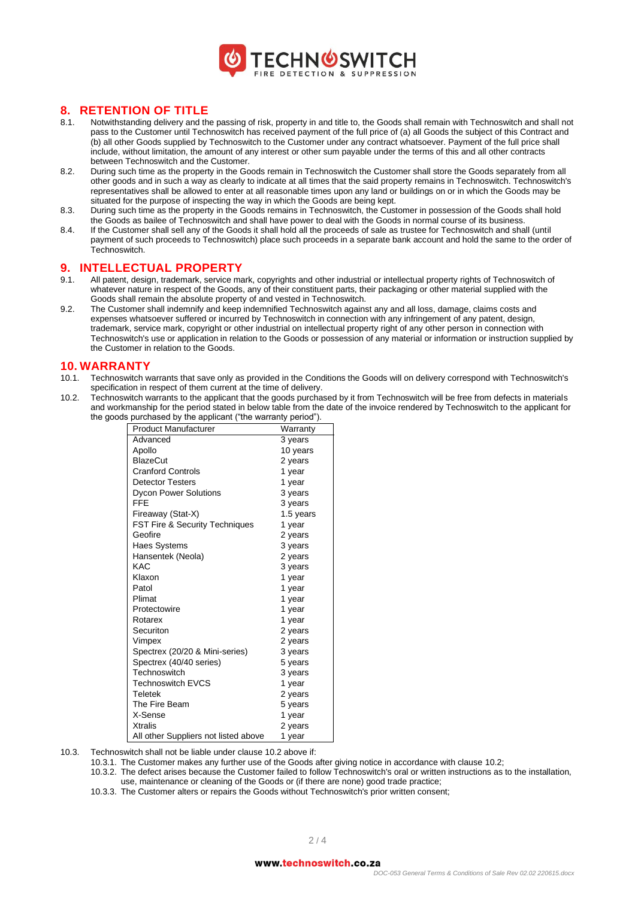## 8. RETENTION OF TITLE

8.1. Notwithstanding delivery and the passing of risk, property in and title to, the Goods shall remain with Technoswitch and shall not pass to the Customer until Technoswitch has received payment of the full price of (a) all Goods the subject of this Contract and (b) all other Goods supplied by Technoswitch to the Customer under any contract whatsoever. Payment of the full price shall include, without limitation, the amount of any interest or other sum payable under the terms of this and all other contracts between Technoswitch and the Customer.

8.2. During such time as the property in the Goods remain in Technoswitch the Customer shall store the Goods separately from all other goods and in such a way as clearly to indicate at all times that the said property remains in Technoswitch. Technoswitch's representatives shall be allowed to enter at all reasonable times upon any land or buildings on or in which the Goods may be situated for the purpose of inspecting the way in which the Goods are being kept.

8.3. During such time as the property in the Goods remains in Technoswitch, the Customer in possession of the Goods shall hold the Goods as bailee of Technoswitch and shall have power to deal with the Goods in normal course of its business.

8.4. If the Customer shall sell any of the Goods it shall hold all the proceeds of sale as trustee for Technoswitch and shall (until payment of such proceeds to Technoswitch) place such proceeds in a separate bank account and hold the same to the order of Technoswitch.

## 9. INTELLECTUAL PROPERTY

9.1. All patent, design, trademark, service mark, copyrights and other industrial or intellectual property rights of Technoswitch of whatever nature in respect of the Goods, any of their constituent parts, their packaging or other material supplied with the Goods shall remain the absolute property of and vested in Technoswitch.

9.2. The Customer shall indemnify and keep indemnified Technoswitch against any and all loss, damage, claims costs and expenses whatsoever suffered or incurred by Technoswitch in connection with any infringement of any patent, design, trademark, service mark, copyright or other industrial on intellectual property right of any other person in connection with Technoswitch's use or application in relation to the Goods or possession of any material or information or instruction supplied by the Customer in relation to the Goods.

## 10. WARRANTY

10.1. Technoswitch warrants that save only as provided in the Conditions the Goods will on delivery correspond with Technoswitch's specification in respect of them current at the time of delivery.

10.2. Technoswitch warrants to the applicant that the goods purchased by it from Technoswitch will be free from defects in materials and workmanship for the period stated in below table from the date of the invoice rendered by Technoswitch to the applicant for the goods purchased by the applicant ("the warranty period").

| Product Manufacturer | Warranty |
|---|---|
| Advanced | 3 years |
| Apollo | 10 years |
| BlazeCut | 2 years |
| Cranford Controls | 1 year |
| Detector Testers | 1 year |
| Dycon Power Solutions | 3 years |
| FFE | 3 years |
| Fireaway (Stat-X) | 1.5 years |
| FST Fire & Security Techniques | 1 year |
| Geofire | 2 years |
| Haes Systems | 3 years |
| Hansentek (Neola) | 2 years |
| KAC | 3 years |
| Klaxon | 1 year |
| Patol | 1 year |
| Plimat | 1 year |
| Protectowire | 1 year |
| Rotarex | 1 year |
| Securiton | 2 years |
| Vimpex | 2 years |
| Spectrex (20/20 & Mini-series) | 3 years |
| Spectrex (40/40 series) | 5 years |
| Technoswitch | 3 years |
| Technoswitch EVCS | 1 year |
| Teletek | 2 years |
| The Fire Beam | 5 years |
| X-Sense | 1 year |
| Xtralis | 2 years |
| All other Suppliers not listed above | 1 year |

10.3. Technoswitch shall not be liable under clause 10.2 above if:

10.3.1. The Customer makes any further use of the Goods after giving notice in accordance with clause 10.2;

10.3.2. The defect arises because the Customer failed to follow Technoswitch's oral or written instructions as to the installation, use, maintenance or cleaning of the Goods or (if there are none) good trade practice;

10.3.3. The Customer alters or repairs the Goods without Technoswitch's prior written consent;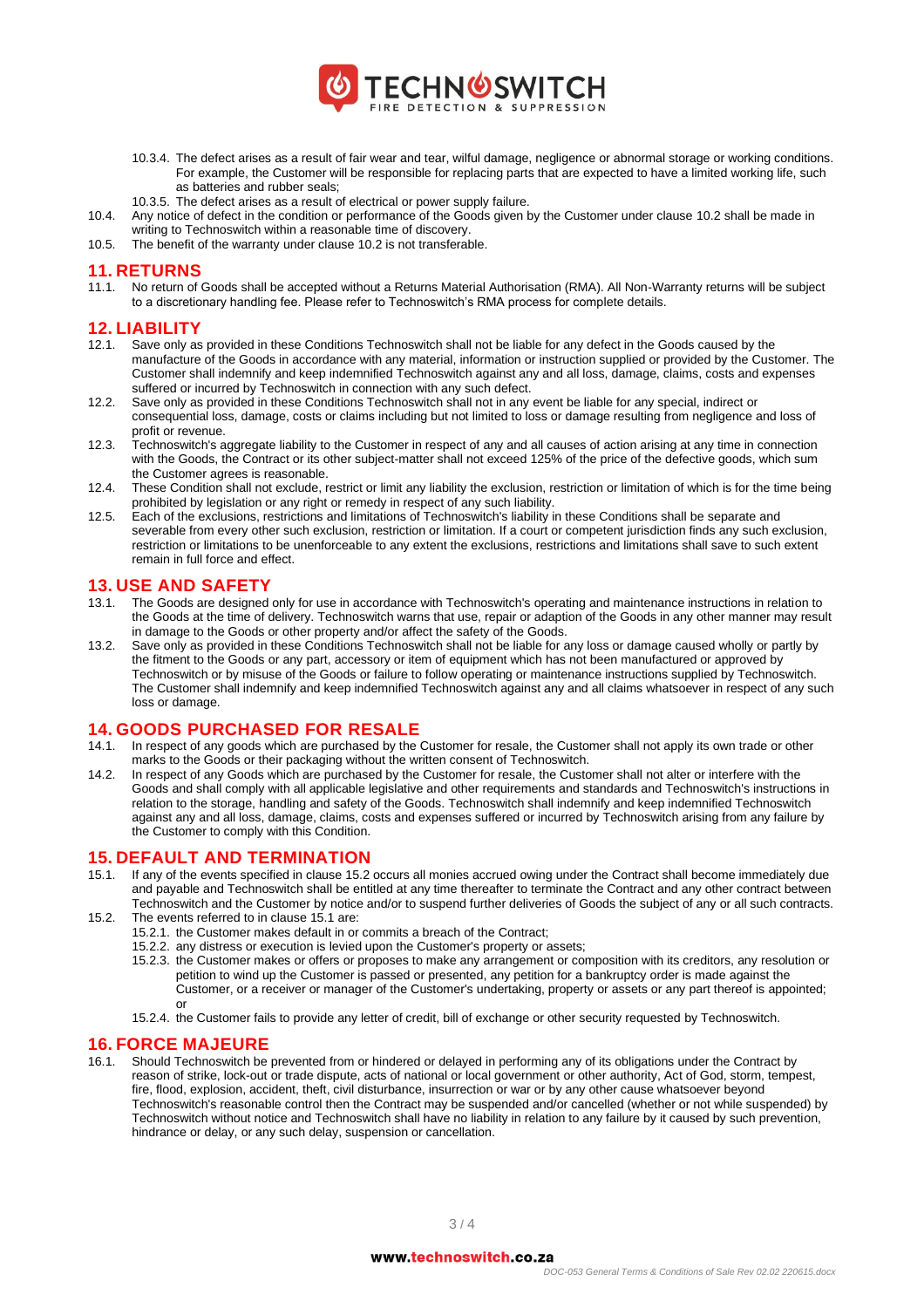10.3.4. The defect arises as a result of fair wear and tear, wilful damage, negligence or abnormal storage or working conditions. For example, the Customer will be responsible for replacing parts that are expected to have a limited working life, such as batteries and rubber seals;

10.3.5. The defect arises as a result of electrical or power supply failure.

10.4. Any notice of defect in the condition or performance of the Goods given by the Customer under clause 10.2 shall be made in writing to Technoswitch within a reasonable time of discovery.

10.5. The benefit of the warranty under clause 10.2 is not transferable.

## 11. RETURNS

11.1. No return of Goods shall be accepted without a Returns Material Authorisation (RMA). All Non-Warranty returns will be subject to a discretionary handling fee. Please refer to Technoswitch's RMA process for complete details.

## 12. LIABILITY

12.1. Save only as provided in these Conditions Technoswitch shall not be liable for any defect in the Goods caused by the manufacture of the Goods in accordance with any material, information or instruction supplied or provided by the Customer. The Customer shall indemnify and keep indemnified Technoswitch against any and all loss, damage, claims, costs and expenses suffered or incurred by Technoswitch in connection with any such defect.

12.2. Save only as provided in these Conditions Technoswitch shall not in any event be liable for any special, indirect or consequential loss, damage, costs or claims including but not limited to loss or damage resulting from negligence and loss of profit or revenue.

12.3. Technoswitch's aggregate liability to the Customer in respect of any and all causes of action arising at any time in connection with the Goods, the Contract or its other subject-matter shall not exceed 125% of the price of the defective goods, which sum the Customer agrees is reasonable.

12.4. These Condition shall not exclude, restrict or limit any liability the exclusion, restriction or limitation of which is for the time being prohibited by legislation or any right or remedy in respect of any such liability.

12.5. Each of the exclusions, restrictions and limitations of Technoswitch's liability in these Conditions shall be separate and severable from every other such exclusion, restriction or limitation. If a court or competent jurisdiction finds any such exclusion, restriction or limitations to be unenforceable to any extent the exclusions, restrictions and limitations shall save to such extent remain in full force and effect.

## 13. USE AND SAFETY

13.1. The Goods are designed only for use in accordance with Technoswitch's operating and maintenance instructions in relation to the Goods at the time of delivery. Technoswitch warns that use, repair or adaption of the Goods in any other manner may result in damage to the Goods or other property and/or affect the safety of the Goods.

13.2. Save only as provided in these Conditions Technoswitch shall not be liable for any loss or damage caused wholly or partly by the fitment to the Goods or any part, accessory or item of equipment which has not been manufactured or approved by Technoswitch or by misuse of the Goods or failure to follow operating or maintenance instructions supplied by Technoswitch. The Customer shall indemnify and keep indemnified Technoswitch against any and all claims whatsoever in respect of any such loss or damage.

## 14. GOODS PURCHASED FOR RESALE

14.1. In respect of any goods which are purchased by the Customer for resale, the Customer shall not apply its own trade or other marks to the Goods or their packaging without the written consent of Technoswitch.

14.2. In respect of any Goods which are purchased by the Customer for resale, the Customer shall not alter or interfere with the Goods and shall comply with all applicable legislative and other requirements and standards and Technoswitch's instructions in relation to the storage, handling and safety of the Goods. Technoswitch shall indemnify and keep indemnified Technoswitch against any and all loss, damage, claims, costs and expenses suffered or incurred by Technoswitch arising from any failure by the Customer to comply with this Condition.

## 15. DEFAULT AND TERMINATION

15.1. If any of the events specified in clause 15.2 occurs all monies accrued owing under the Contract shall become immediately due and payable and Technoswitch shall be entitled at any time thereafter to terminate the Contract and any other contract between Technoswitch and the Customer by notice and/or to suspend further deliveries of Goods the subject of any or all such contracts.

15.2. The events referred to in clause 15.1 are:

15.2.1. the Customer makes default in or commits a breach of the Contract;

15.2.2. any distress or execution is levied upon the Customer's property or assets;

15.2.3. the Customer makes or offers or proposes to make any arrangement or composition with its creditors, any resolution or petition to wind up the Customer is passed or presented, any petition for a bankruptcy order is made against the Customer, or a receiver or manager of the Customer's undertaking, property or assets or any part thereof is appointed; or

15.2.4. the Customer fails to provide any letter of credit, bill of exchange or other security requested by Technoswitch.

## 16. FORCE MAJEURE

16.1. Should Technoswitch be prevented from or hindered or delayed in performing any of its obligations under the Contract by reason of strike, lock-out or trade dispute, acts of national or local government or other authority, Act of God, storm, tempest, fire, flood, explosion, accident, theft, civil disturbance, insurrection or war or by any other cause whatsoever beyond Technoswitch's reasonable control then the Contract may be suspended and/or cancelled (whether or not while suspended) by Technoswitch without notice and Technoswitch shall have no liability in relation to any failure by it caused by such prevention, hindrance or delay, or any such delay, suspension or cancellation.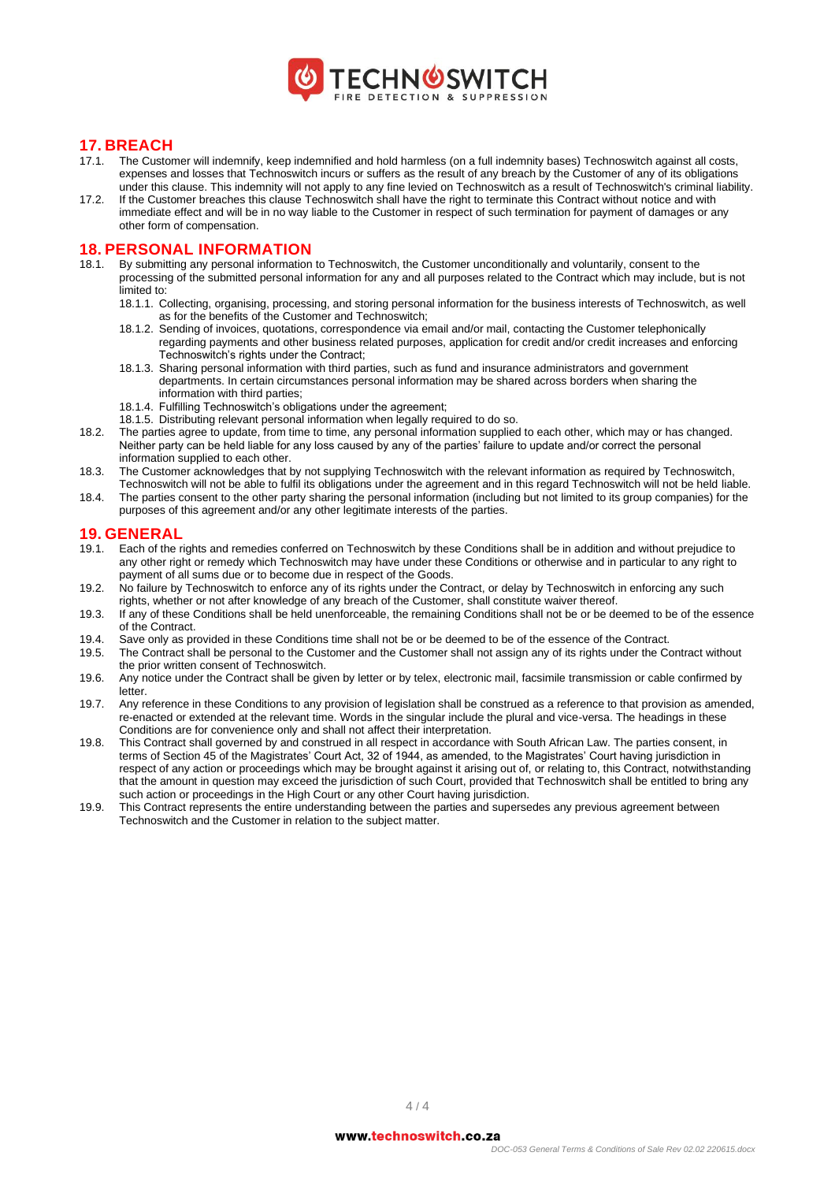## 17. BREACH

17.1. The Customer will indemnify, keep indemnified and hold harmless (on a full indemnity bases) Technoswitch against all costs, expenses and losses that Technoswitch incurs or suffers as the result of any breach by the Customer of any of its obligations under this clause. This indemnity will not apply to any fine levied on Technoswitch as a result of Technoswitch's criminal liability.

17.2. If the Customer breaches this clause Technoswitch shall have the right to terminate this Contract without notice and with immediate effect and will be in no way liable to the Customer in respect of such termination for payment of damages or any other form of compensation.

## 18. PERSONAL INFORMATION

18.1. By submitting any personal information to Technoswitch, the Customer unconditionally and voluntarily, consent to the processing of the submitted personal information for any and all purposes related to the Contract which may include, but is not limited to:

18.1.1. Collecting, organising, processing, and storing personal information for the business interests of Technoswitch, as well as for the benefits of the Customer and Technoswitch;

18.1.2. Sending of invoices, quotations, correspondence via email and/or mail, contacting the Customer telephonically regarding payments and other business related purposes, application for credit and/or credit increases and enforcing Technoswitch's rights under the Contract;

18.1.3. Sharing personal information with third parties, such as fund and insurance administrators and government departments. In certain circumstances personal information may be shared across borders when sharing the information with third parties;

18.1.4. Fulfilling Technoswitch's obligations under the agreement;

18.1.5. Distributing relevant personal information when legally required to do so.

18.2. The parties agree to update, from time to time, any personal information supplied to each other, which may or has changed. Neither party can be held liable for any loss caused by any of the parties' failure to update and/or correct the personal information supplied to each other.

18.3. The Customer acknowledges that by not supplying Technoswitch with the relevant information as required by Technoswitch, Technoswitch will not be able to fulfil its obligations under the agreement and in this regard Technoswitch will not be held liable.

18.4. The parties consent to the other party sharing the personal information (including but not limited to its group companies) for the purposes of this agreement and/or any other legitimate interests of the parties.

## 19. GENERAL

19.1. Each of the rights and remedies conferred on Technoswitch by these Conditions shall be in addition and without prejudice to any other right or remedy which Technoswitch may have under these Conditions or otherwise and in particular to any right to payment of all sums due or to become due in respect of the Goods.

19.2. No failure by Technoswitch to enforce any of its rights under the Contract, or delay by Technoswitch in enforcing any such rights, whether or not after knowledge of any breach of the Customer, shall constitute waiver thereof.

19.3. If any of these Conditions shall be held unenforceable, the remaining Conditions shall not be or be deemed to be of the essence of the Contract.

19.4. Save only as provided in these Conditions time shall not be or be deemed to be of the essence of the Contract.

19.5. The Contract shall be personal to the Customer and the Customer shall not assign any of its rights under the Contract without the prior written consent of Technoswitch.

19.6. Any notice under the Contract shall be given by letter or by telex, electronic mail, facsimile transmission or cable confirmed by letter.

19.7. Any reference in these Conditions to any provision of legislation shall be construed as a reference to that provision as amended, re-enacted or extended at the relevant time. Words in the singular include the plural and vice-versa. The headings in these Conditions are for convenience only and shall not affect their interpretation.

19.8. This Contract shall governed by and construed in all respect in accordance with South African Law. The parties consent, in terms of Section 45 of the Magistrates' Court Act, 32 of 1944, as amended, to the Magistrates' Court having jurisdiction in respect of any action or proceedings which may be brought against it arising out of, or relating to, this Contract, notwithstanding that the amount in question may exceed the jurisdiction of such Court, provided that Technoswitch shall be entitled to bring any such action or proceedings in the High Court or any other Court having jurisdiction.

19.9. This Contract represents the entire understanding between the parties and supersedes any previous agreement between Technoswitch and the Customer in relation to the subject matter.